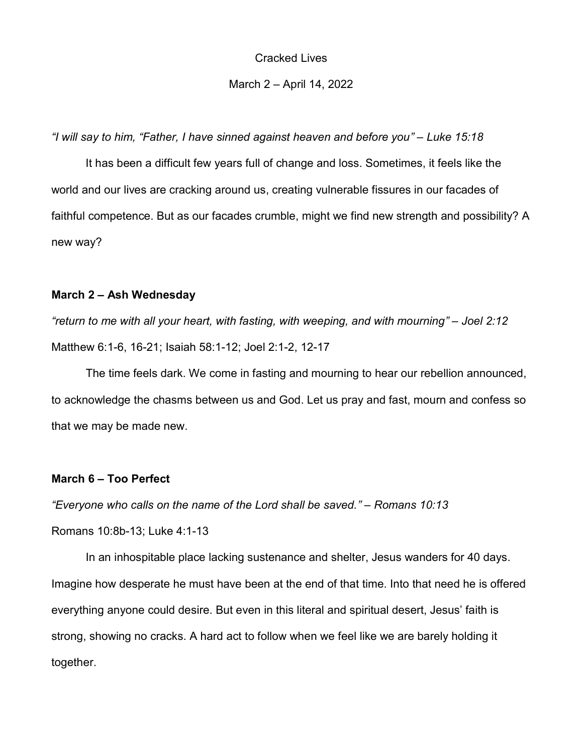# Cracked Lives

March 2 – April 14, 2022

*"I will say to him, "Father, I have sinned against heaven and before you" – Luke 15:18*

It has been a difficult few years full of change and loss. Sometimes, it feels like the world and our lives are cracking around us, creating vulnerable fissures in our facades of faithful competence. But as our facades crumble, might we find new strength and possibility? A new way?

## March 2 – Ash Wednesday

*"return to me with all your heart, with fasting, with weeping, and with mourning" – Joel 2:12*

Matthew 6:1-6, 16-21; Isaiah 58:1-12; Joel 2:1-2, 12-17

The time feels dark. We come in fasting and mourning to hear our rebellion announced, to acknowledge the chasms between us and God. Let us pray and fast, mourn and confess so that we may be made new.

## March 6 – Too Perfect

*"Everyone who calls on the name of the Lord shall be saved." – Romans 10:13*

Romans 10:8b-13; Luke 4:1-13

In an inhospitable place lacking sustenance and shelter, Jesus wanders for 40 days. Imagine how desperate he must have been at the end of that time. Into that need he is offered everything anyone could desire. But even in this literal and spiritual desert, Jesus' faith is strong, showing no cracks. A hard act to follow when we feel like we are barely holding it together.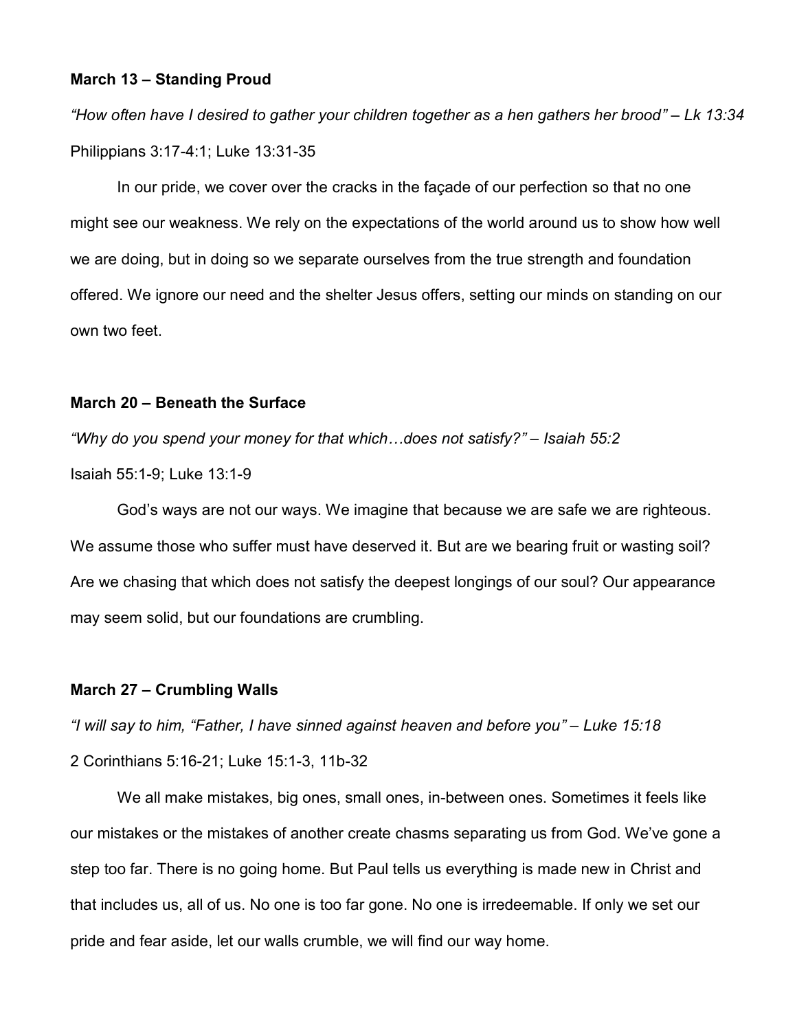**March 13 – Standing Proud**

*"How often have I desired to gather your children together as a hen gathers her brood" – Lk 13:34*

Philippians 3:17-4:1; Luke 13:31-35

In our pride, we cover over the cracks in the façade of our perfection so that no one might see our weakness. We rely on the expectations of the world around us to show how well we are doing, but in doing so we separate ourselves from the true strength and foundation offered. We ignore our need and the shelter Jesus offers, setting our minds on standing on our own two feet.

**March 20 – Beneath the Surface**

*"Why do you spend your money for that which…does not satisfy?" – Isaiah 55:2*

Isaiah 55:1-9; Luke 13:1-9

God's ways are not our ways. We imagine that because we are safe we are righteous. We assume those who suffer must have deserved it. But are we bearing fruit or wasting soil? Are we chasing that which does not satisfy the deepest longings of our soul? Our appearance may seem solid, but our foundations are crumbling.

**March 27 – Crumbling Walls**

*"I will say to him, "Father, I have sinned against heaven and before you" – Luke 15:18*

2 Corinthians 5:16-21; Luke 15:1-3, 11b-32

We all make mistakes, big ones, small ones, in-between ones. Sometimes it feels like our mistakes or the mistakes of another create chasms separating us from God. We've gone a step too far. There is no going home. But Paul tells us everything is made new in Christ and that includes us, all of us. No one is too far gone. No one is irredeemable. If only we set our pride and fear aside, let our walls crumble, we will find our way home.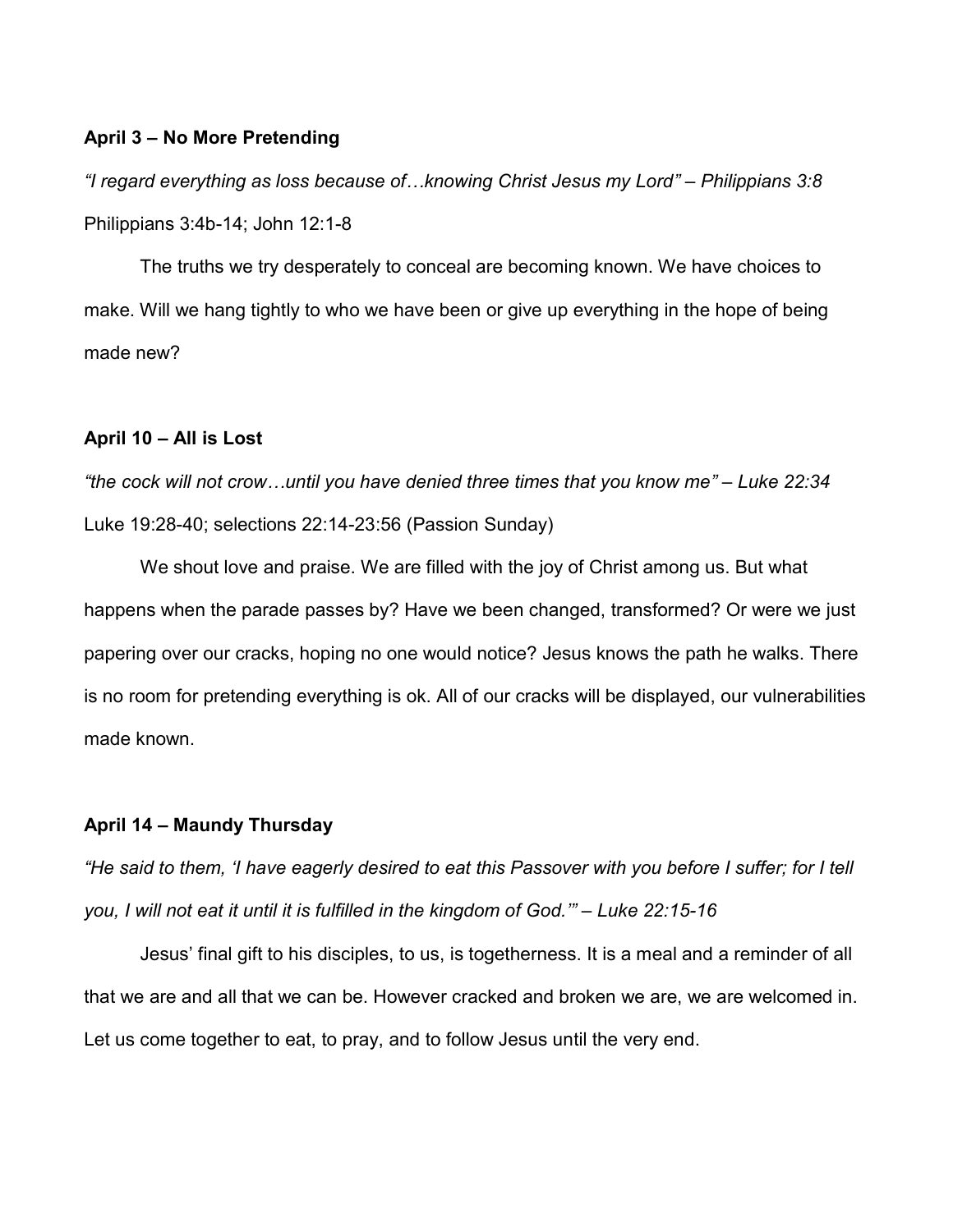**April 3 – No More Pretending**

*"I regard everything as loss because of…knowing Christ Jesus my Lord" – Philippians 3:8*

Philippians 3:4b-14; John 12:1-8

The truths we try desperately to conceal are becoming known. We have choices to make. Will we hang tightly to who we have been or give up everything in the hope of being made new?

**April 10 – All is Lost**

*"the cock will not crow…until you have denied three times that you know me" – Luke 22:34*

Luke 19:28-40; selections 22:14-23:56 (Passion Sunday)

We shout love and praise. We are filled with the joy of Christ among us. But what happens when the parade passes by? Have we been changed, transformed? Or were we just papering over our cracks, hoping no one would notice? Jesus knows the path he walks. There is no room for pretending everything is ok. All of our cracks will be displayed, our vulnerabilities made known.

**April 14 – Maundy Thursday**

*"He said to them, 'I have eagerly desired to eat this Passover with you before I suffer; for I tell you, I will not eat it until it is fulfilled in the kingdom of God.'" – Luke 22:15-16*

Jesus' final gift to his disciples, to us, is togetherness. It is a meal and a reminder of all that we are and all that we can be. However cracked and broken we are, we are welcomed in. Let us come together to eat, to pray, and to follow Jesus until the very end.